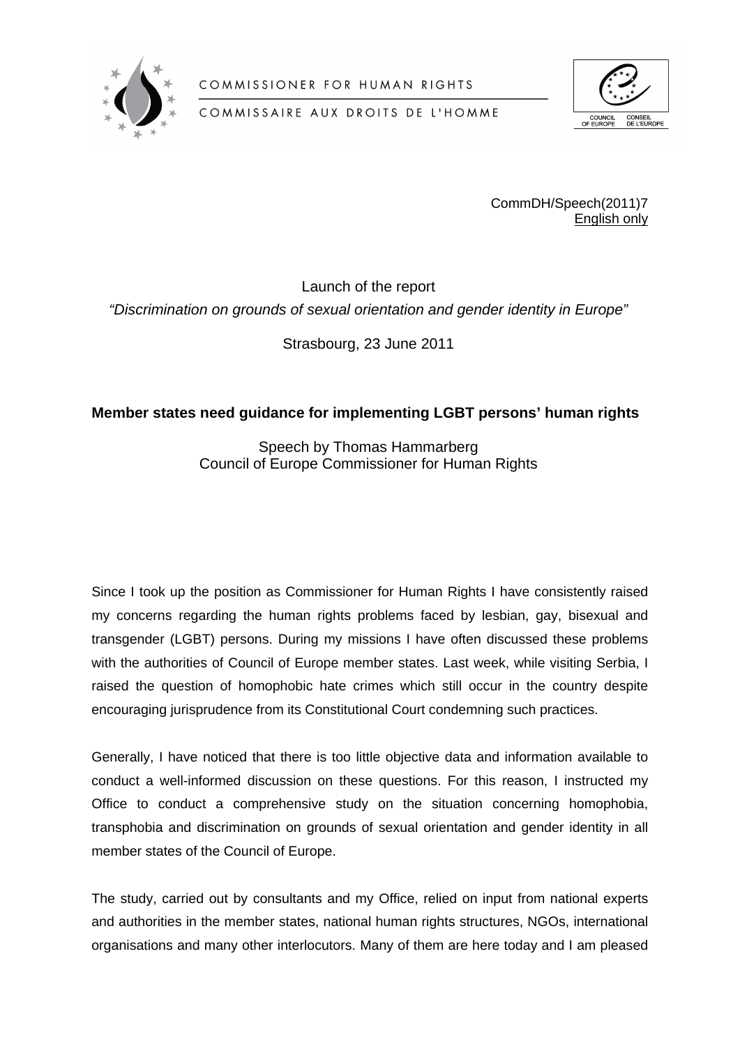COMMISSIONER FOR HUMAN RIGHTS

COMMISSAIRE AUX DROITS DE L'HOMME

COUNCIL OF EUROPE — CONSEIL DE L'EUROPE

CommDH/Speech(2011)7
English only

Launch of the report
*"Discrimination on grounds of sexual orientation and gender identity in Europe"*

Strasbourg, 23 June 2011

# Member states need guidance for implementing LGBT persons' human rights

Speech by Thomas Hammarberg
Council of Europe Commissioner for Human Rights

Since I took up the position as Commissioner for Human Rights I have consistently raised my concerns regarding the human rights problems faced by lesbian, gay, bisexual and transgender (LGBT) persons. During my missions I have often discussed these problems with the authorities of Council of Europe member states. Last week, while visiting Serbia, I raised the question of homophobic hate crimes which still occur in the country despite encouraging jurisprudence from its Constitutional Court condemning such practices.

Generally, I have noticed that there is too little objective data and information available to conduct a well-informed discussion on these questions. For this reason, I instructed my Office to conduct a comprehensive study on the situation concerning homophobia, transphobia and discrimination on grounds of sexual orientation and gender identity in all member states of the Council of Europe.

The study, carried out by consultants and my Office, relied on input from national experts and authorities in the member states, national human rights structures, NGOs, international organisations and many other interlocutors. Many of them are here today and I am pleased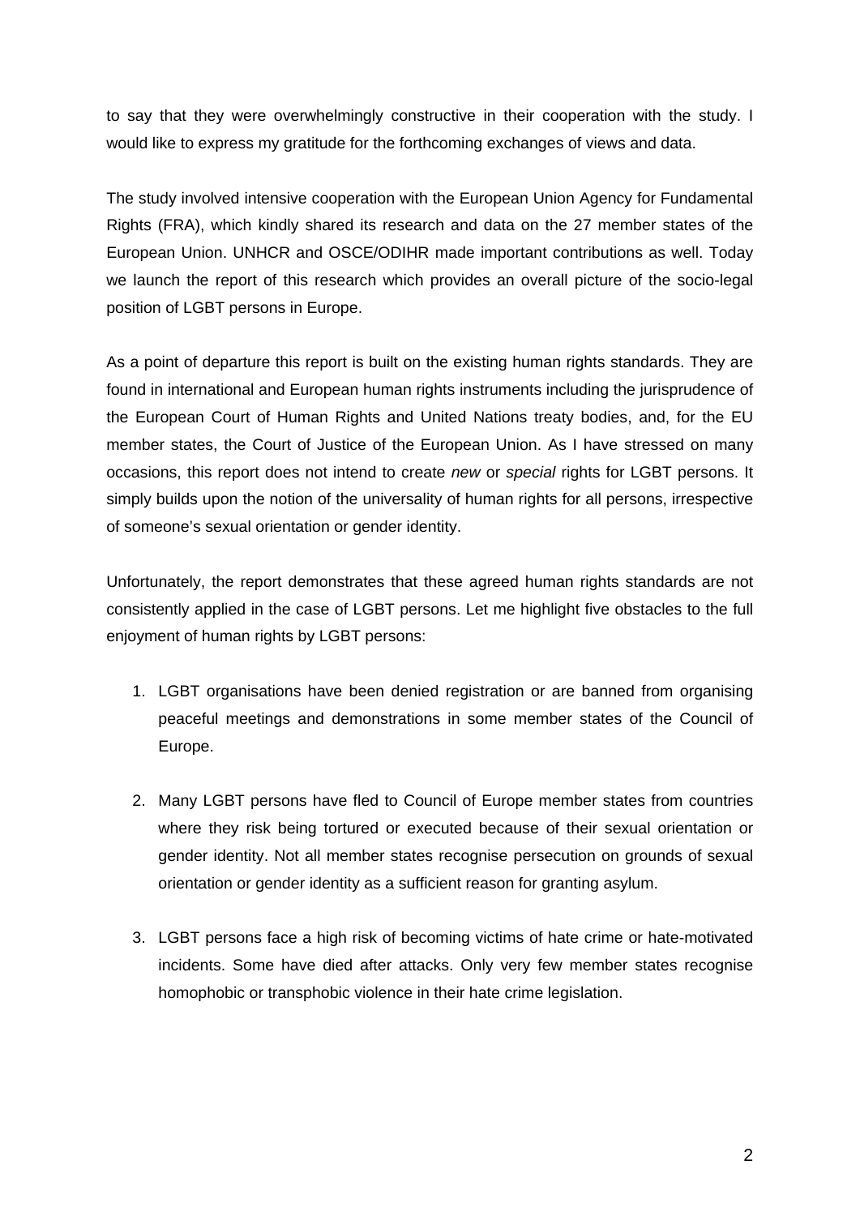to say that they were overwhelmingly constructive in their cooperation with the study. I would like to express my gratitude for the forthcoming exchanges of views and data.

The study involved intensive cooperation with the European Union Agency for Fundamental Rights (FRA), which kindly shared its research and data on the 27 member states of the European Union. UNHCR and OSCE/ODIHR made important contributions as well. Today we launch the report of this research which provides an overall picture of the socio-legal position of LGBT persons in Europe.

As a point of departure this report is built on the existing human rights standards. They are found in international and European human rights instruments including the jurisprudence of the European Court of Human Rights and United Nations treaty bodies, and, for the EU member states, the Court of Justice of the European Union. As I have stressed on many occasions, this report does not intend to create *new* or *special* rights for LGBT persons. It simply builds upon the notion of the universality of human rights for all persons, irrespective of someone's sexual orientation or gender identity.

Unfortunately, the report demonstrates that these agreed human rights standards are not consistently applied in the case of LGBT persons. Let me highlight five obstacles to the full enjoyment of human rights by LGBT persons:

1. LGBT organisations have been denied registration or are banned from organising peaceful meetings and demonstrations in some member states of the Council of Europe.

2. Many LGBT persons have fled to Council of Europe member states from countries where they risk being tortured or executed because of their sexual orientation or gender identity. Not all member states recognise persecution on grounds of sexual orientation or gender identity as a sufficient reason for granting asylum.

3. LGBT persons face a high risk of becoming victims of hate crime or hate-motivated incidents. Some have died after attacks. Only very few member states recognise homophobic or transphobic violence in their hate crime legislation.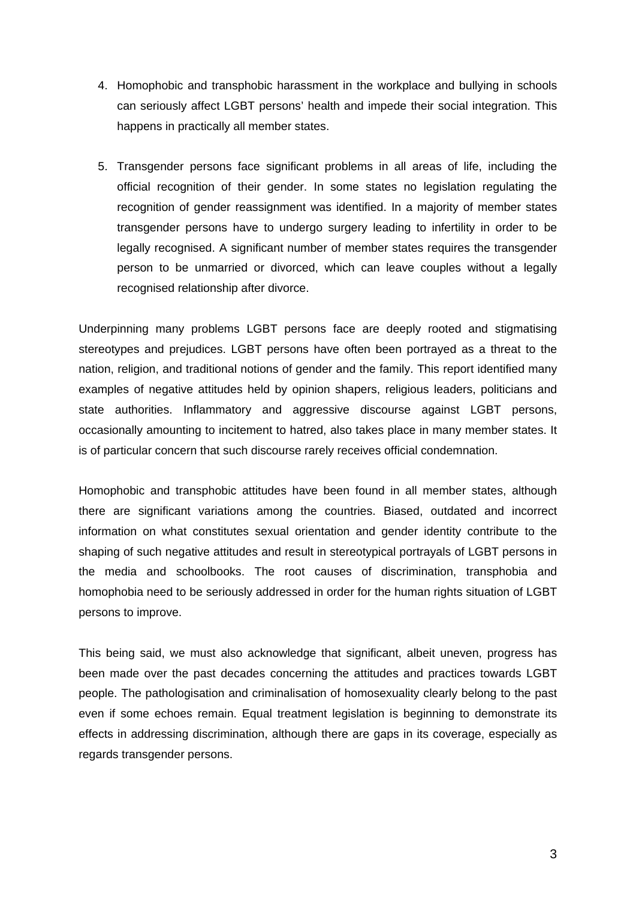4. Homophobic and transphobic harassment in the workplace and bullying in schools can seriously affect LGBT persons' health and impede their social integration. This happens in practically all member states.

5. Transgender persons face significant problems in all areas of life, including the official recognition of their gender. In some states no legislation regulating the recognition of gender reassignment was identified. In a majority of member states transgender persons have to undergo surgery leading to infertility in order to be legally recognised. A significant number of member states requires the transgender person to be unmarried or divorced, which can leave couples without a legally recognised relationship after divorce.

Underpinning many problems LGBT persons face are deeply rooted and stigmatising stereotypes and prejudices. LGBT persons have often been portrayed as a threat to the nation, religion, and traditional notions of gender and the family. This report identified many examples of negative attitudes held by opinion shapers, religious leaders, politicians and state authorities. Inflammatory and aggressive discourse against LGBT persons, occasionally amounting to incitement to hatred, also takes place in many member states. It is of particular concern that such discourse rarely receives official condemnation.

Homophobic and transphobic attitudes have been found in all member states, although there are significant variations among the countries. Biased, outdated and incorrect information on what constitutes sexual orientation and gender identity contribute to the shaping of such negative attitudes and result in stereotypical portrayals of LGBT persons in the media and schoolbooks. The root causes of discrimination, transphobia and homophobia need to be seriously addressed in order for the human rights situation of LGBT persons to improve.

This being said, we must also acknowledge that significant, albeit uneven, progress has been made over the past decades concerning the attitudes and practices towards LGBT people. The pathologisation and criminalisation of homosexuality clearly belong to the past even if some echoes remain. Equal treatment legislation is beginning to demonstrate its effects in addressing discrimination, although there are gaps in its coverage, especially as regards transgender persons.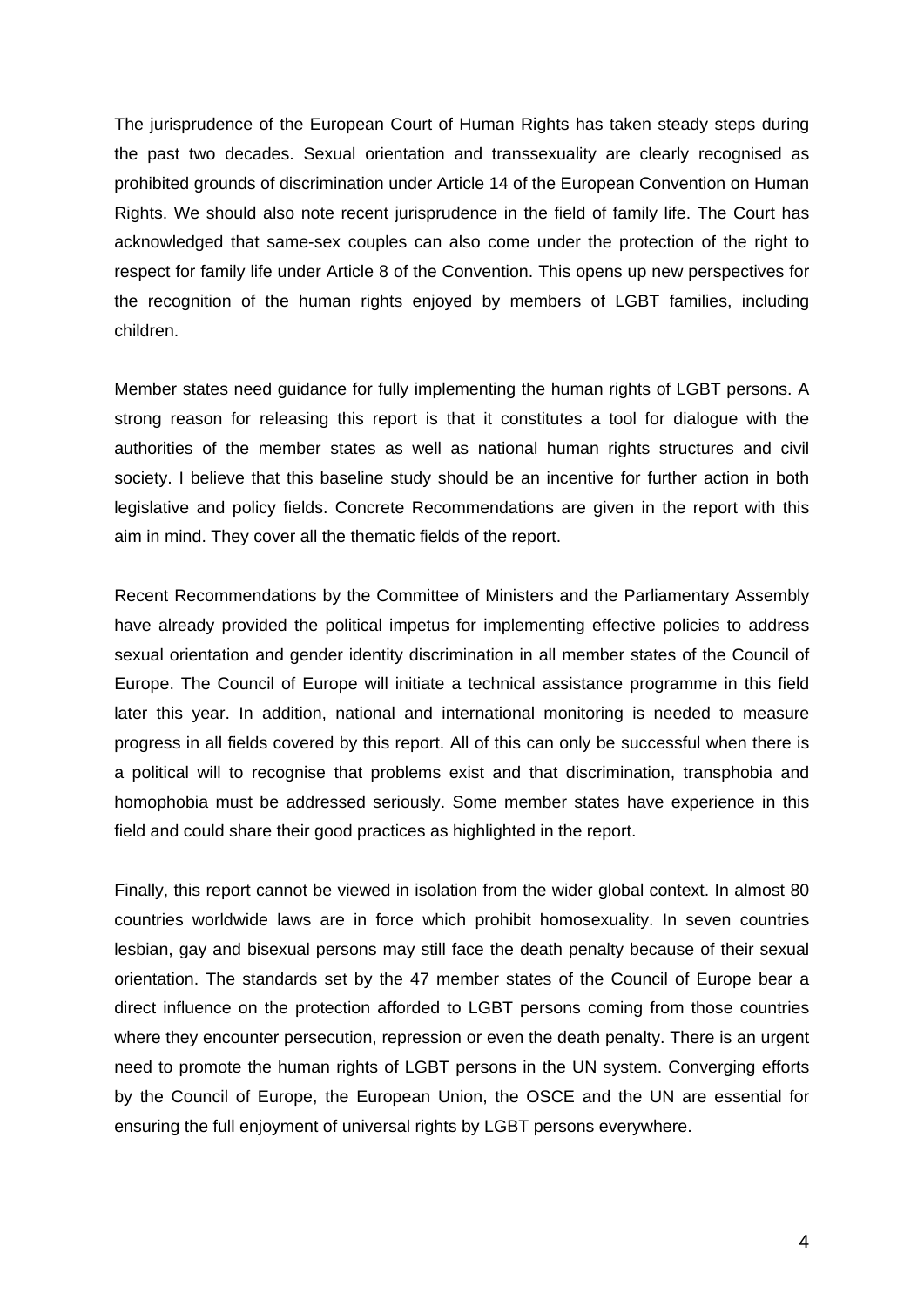The jurisprudence of the European Court of Human Rights has taken steady steps during the past two decades. Sexual orientation and transsexuality are clearly recognised as prohibited grounds of discrimination under Article 14 of the European Convention on Human Rights. We should also note recent jurisprudence in the field of family life. The Court has acknowledged that same-sex couples can also come under the protection of the right to respect for family life under Article 8 of the Convention. This opens up new perspectives for the recognition of the human rights enjoyed by members of LGBT families, including children.

Member states need guidance for fully implementing the human rights of LGBT persons. A strong reason for releasing this report is that it constitutes a tool for dialogue with the authorities of the member states as well as national human rights structures and civil society. I believe that this baseline study should be an incentive for further action in both legislative and policy fields. Concrete Recommendations are given in the report with this aim in mind. They cover all the thematic fields of the report.

Recent Recommendations by the Committee of Ministers and the Parliamentary Assembly have already provided the political impetus for implementing effective policies to address sexual orientation and gender identity discrimination in all member states of the Council of Europe. The Council of Europe will initiate a technical assistance programme in this field later this year. In addition, national and international monitoring is needed to measure progress in all fields covered by this report. All of this can only be successful when there is a political will to recognise that problems exist and that discrimination, transphobia and homophobia must be addressed seriously. Some member states have experience in this field and could share their good practices as highlighted in the report.

Finally, this report cannot be viewed in isolation from the wider global context. In almost 80 countries worldwide laws are in force which prohibit homosexuality. In seven countries lesbian, gay and bisexual persons may still face the death penalty because of their sexual orientation. The standards set by the 47 member states of the Council of Europe bear a direct influence on the protection afforded to LGBT persons coming from those countries where they encounter persecution, repression or even the death penalty. There is an urgent need to promote the human rights of LGBT persons in the UN system. Converging efforts by the Council of Europe, the European Union, the OSCE and the UN are essential for ensuring the full enjoyment of universal rights by LGBT persons everywhere.